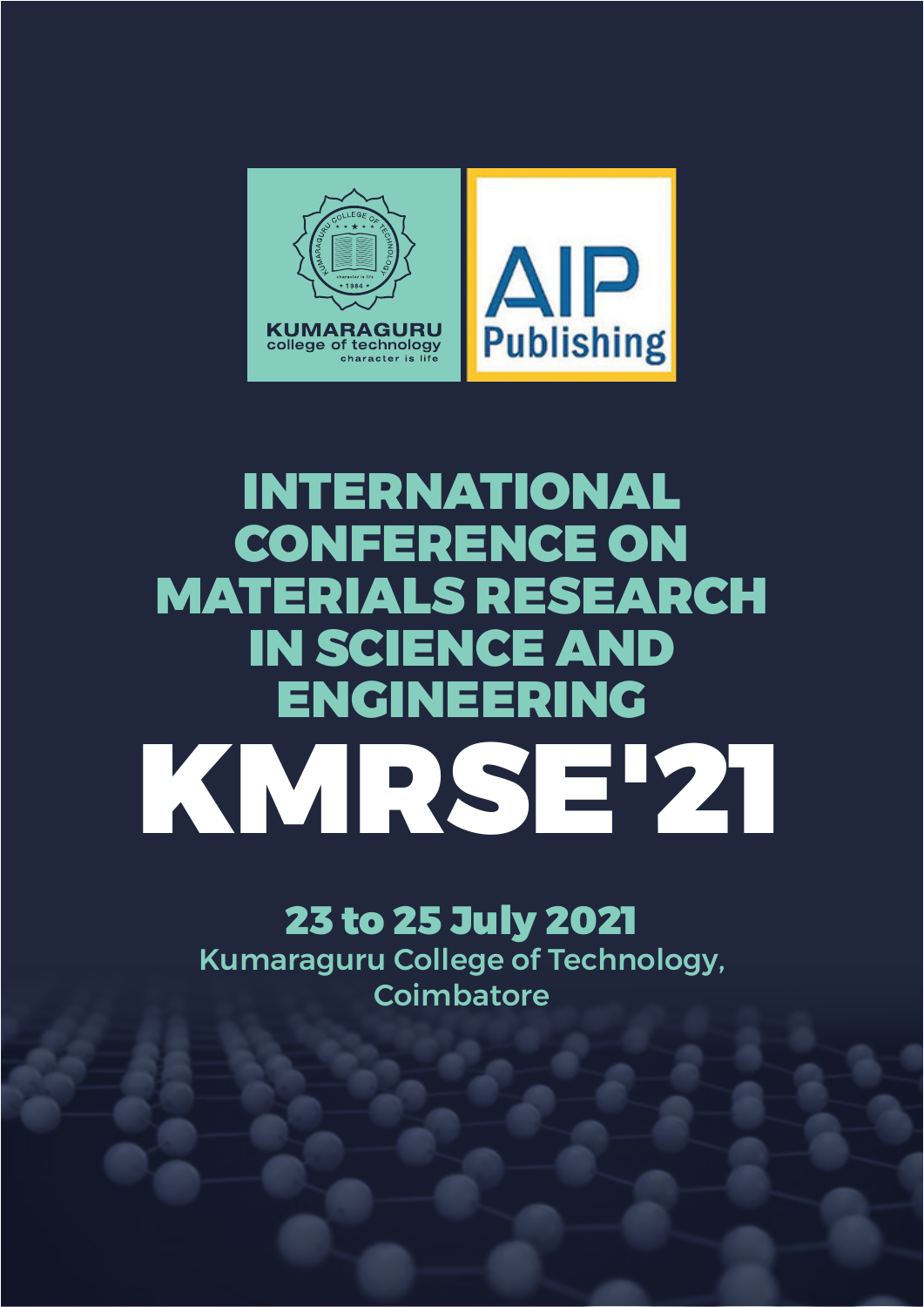KUMARAGURU
college of technology
character is life

AIP Publishing

# INTERNATIONAL CONFERENCE ON MATERIALS RESEARCH IN SCIENCE AND ENGINEERING

# KMRSE'21

**23 to 25 July 2021**

Kumaraguru College of Technology, Coimbatore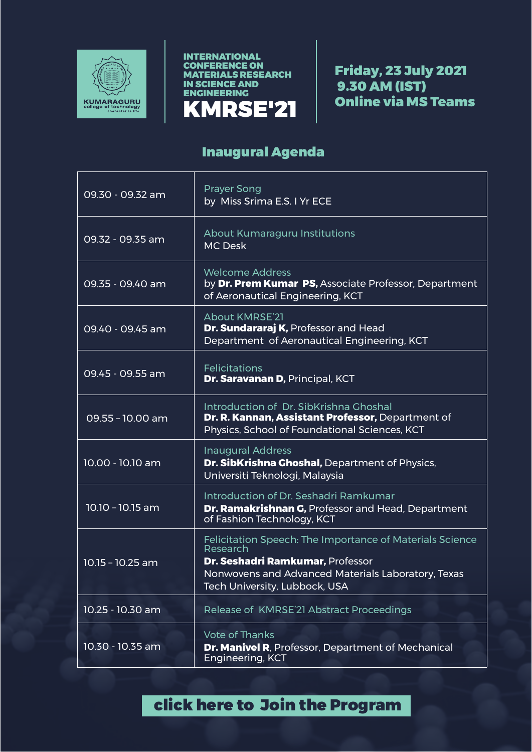INTERNATIONAL CONFERENCE ON MATERIALS RESEARCH IN SCIENCE AND ENGINEERING

# KMRSE'21

**Friday, 23 July 2021**
**9.30 AM (IST)**
**Online via MS Teams**

## Inaugural Agenda

| | |
|---|---|
| 09.30 - 09.32 am | Prayer Song<br>by Miss Srima E.S. I Yr ECE |
| 09.32 - 09.35 am | About Kumaraguru Institutions<br>MC Desk |
| 09.35 - 09.40 am | Welcome Address<br>by **Dr. Prem Kumar PS,** Associate Professor, Department of Aeronautical Engineering, KCT |
| 09.40 - 09.45 am | About KMRSE'21<br>**Dr. Sundararaj K,** Professor and Head Department of Aeronautical Engineering, KCT |
| 09.45 - 09.55 am | Felicitations<br>**Dr. Saravanan D,** Principal, KCT |
| 09.55 – 10.00 am | Introduction of Dr. SibKrishna Ghoshal<br>**Dr. R. Kannan, Assistant Professor,** Department of Physics, School of Foundational Sciences, KCT |
| 10.00 - 10.10 am | Inaugural Address<br>**Dr. SibKrishna Ghoshal,** Department of Physics, Universiti Teknologi, Malaysia |
| 10.10 – 10.15 am | Introduction of Dr. Seshadri Ramkumar<br>**Dr. Ramakrishnan G,** Professor and Head, Department of Fashion Technology, KCT |
| 10.15 – 10.25 am | Felicitation Speech: The Importance of Materials Science Research<br>**Dr. Seshadri Ramkumar,** Professor<br>Nonwovens and Advanced Materials Laboratory, Texas Tech University, Lubbock, USA |
| 10.25 - 10.30 am | Release of KMRSE'21 Abstract Proceedings |
| 10.30 - 10.35 am | Vote of Thanks<br>**Dr. Manivel R**, Professor, Department of Mechanical Engineering, KCT |

**click here to Join the Program**